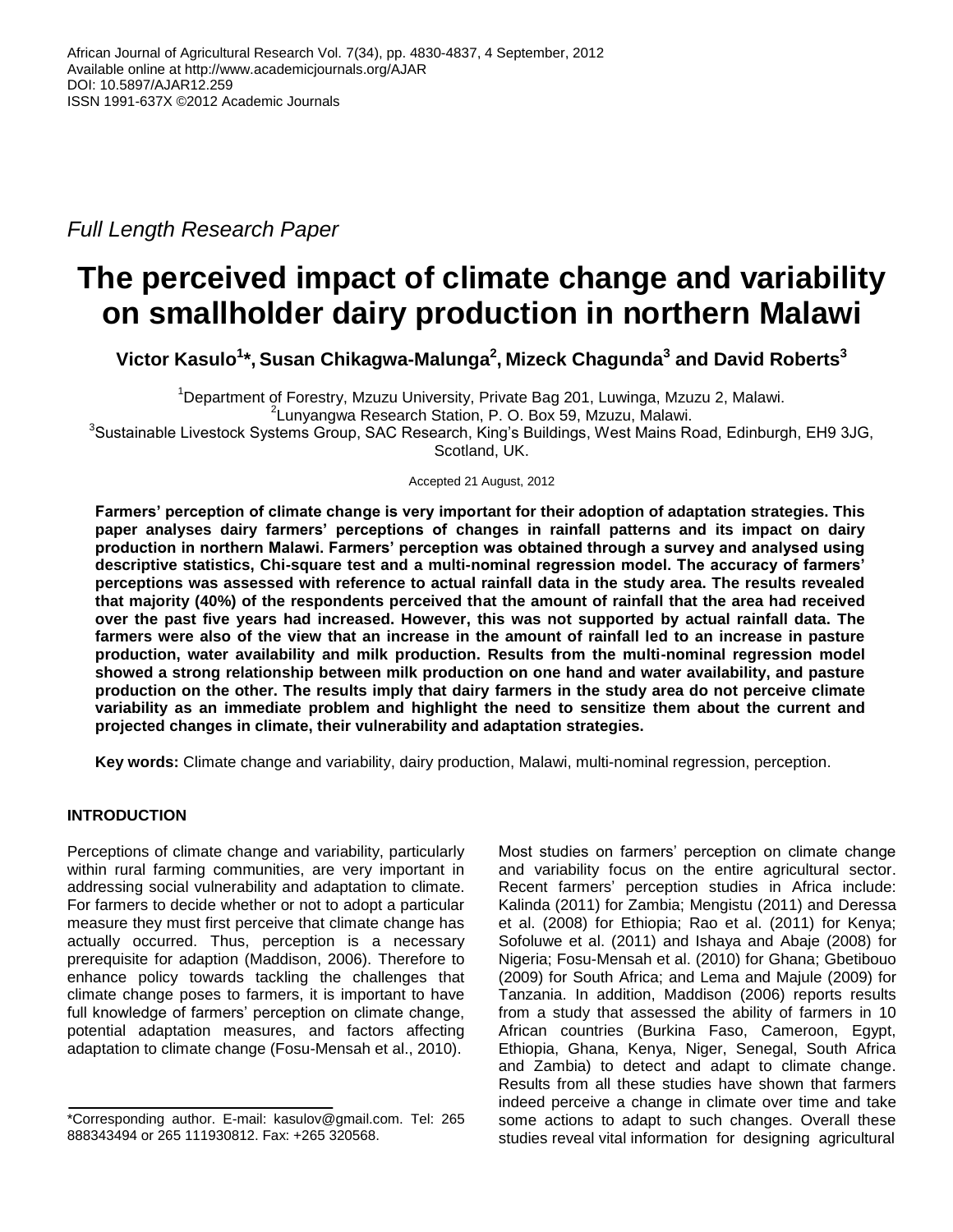*Full Length Research Paper*

# The perceived impact of climate change and variability on smallholder dairy production in northern Malawi

**Victor Kasulo[1]\*, Susan Chikagwa-Malunga[2], Mizeck Chagunda[3] and David Roberts[3]**

[1]Department of Forestry, Mzuzu University, Private Bag 201, Luwinga, Mzuzu 2, Malawi.
[2]Lunyangwa Research Station, P. O. Box 59, Mzuzu, Malawi.
[3]Sustainable Livestock Systems Group, SAC Research, King's Buildings, West Mains Road, Edinburgh, EH9 3JG, Scotland, UK.

Accepted 21 August, 2012

**Farmers' perception of climate change is very important for their adoption of adaptation strategies. This paper analyses dairy farmers' perceptions of changes in rainfall patterns and its impact on dairy production in northern Malawi. Farmers' perception was obtained through a survey and analysed using descriptive statistics, Chi-square test and a multi-nominal regression model. The accuracy of farmers' perceptions was assessed with reference to actual rainfall data in the study area. The results revealed that majority (40%) of the respondents perceived that the amount of rainfall that the area had received over the past five years had increased. However, this was not supported by actual rainfall data. The farmers were also of the view that an increase in the amount of rainfall led to an increase in pasture production, water availability and milk production. Results from the multi-nominal regression model showed a strong relationship between milk production on one hand and water availability, and pasture production on the other. The results imply that dairy farmers in the study area do not perceive climate variability as an immediate problem and highlight the need to sensitize them about the current and projected changes in climate, their vulnerability and adaptation strategies.**

**Key words:** Climate change and variability, dairy production, Malawi, multi-nominal regression, perception.

## INTRODUCTION

Perceptions of climate change and variability, particularly within rural farming communities, are very important in addressing social vulnerability and adaptation to climate. For farmers to decide whether or not to adopt a particular measure they must first perceive that climate change has actually occurred. Thus, perception is a necessary prerequisite for adaption (Maddison, 2006). Therefore to enhance policy towards tackling the challenges that climate change poses to farmers, it is important to have full knowledge of farmers' perception on climate change, potential adaptation measures, and factors affecting adaptation to climate change (Fosu-Mensah et al., 2010).

Most studies on farmers' perception on climate change and variability focus on the entire agricultural sector. Recent farmers' perception studies in Africa include: Kalinda (2011) for Zambia; Mengistu (2011) and Deressa et al. (2008) for Ethiopia; Rao et al. (2011) for Kenya; Sofoluwe et al. (2011) and Ishaya and Abaje (2008) for Nigeria; Fosu-Mensah et al. (2010) for Ghana; Gbetibouo (2009) for South Africa; and Lema and Majule (2009) for Tanzania. In addition, Maddison (2006) reports results from a study that assessed the ability of farmers in 10 African countries (Burkina Faso, Cameroon, Egypt, Ethiopia, Ghana, Kenya, Niger, Senegal, South Africa and Zambia) to detect and adapt to climate change. Results from all these studies have shown that farmers indeed perceive a change in climate over time and take some actions to adapt to such changes. Overall these studies reveal vital information for designing agricultural

\*Corresponding author. E-mail: kasulov@gmail.com. Tel: 265 888343494 or 265 111930812. Fax: +265 320568.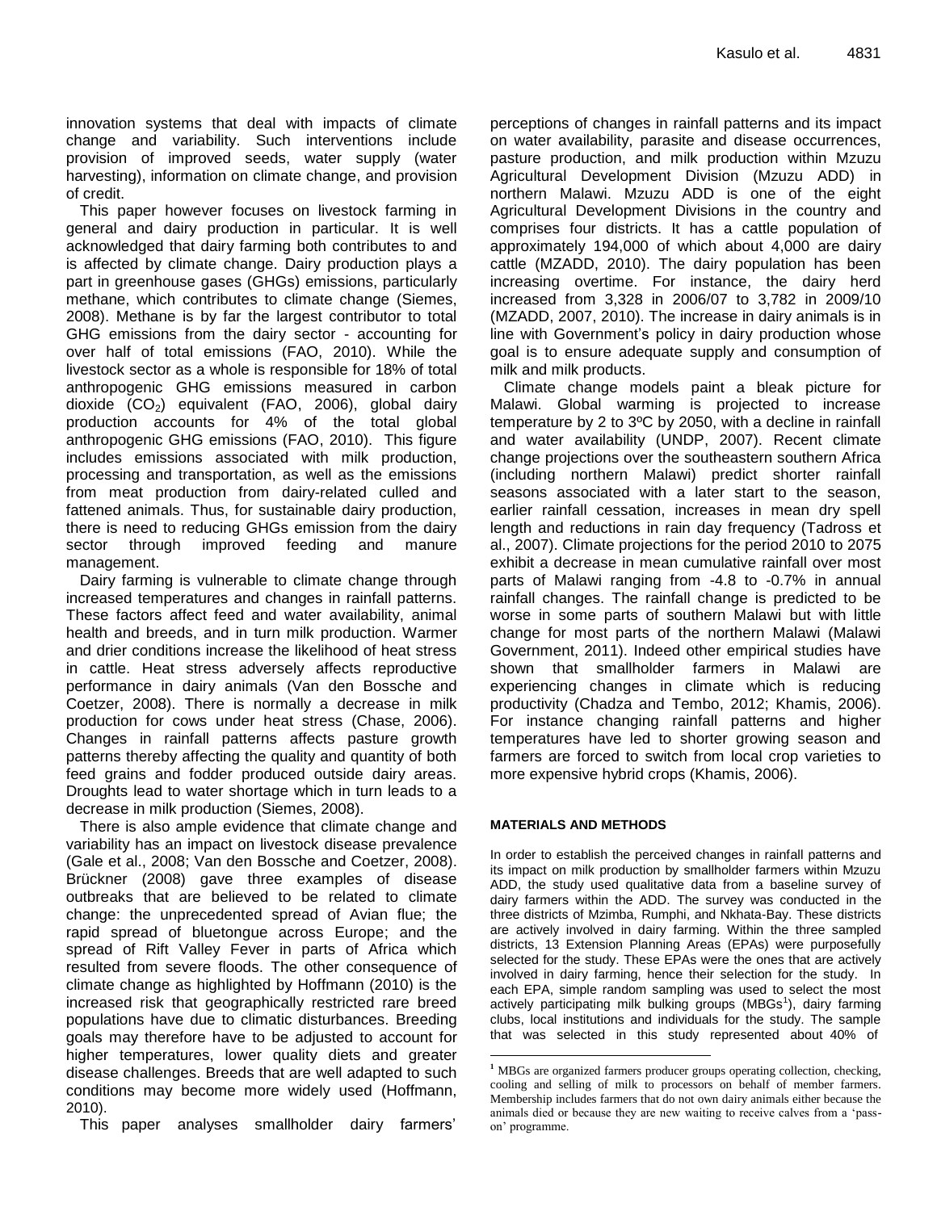innovation systems that deal with impacts of climate change and variability. Such interventions include provision of improved seeds, water supply (water harvesting), information on climate change, and provision of credit.

This paper however focuses on livestock farming in general and dairy production in particular. It is well acknowledged that dairy farming both contributes to and is affected by climate change. Dairy production plays a part in greenhouse gases (GHGs) emissions, particularly methane, which contributes to climate change (Siemes, 2008). Methane is by far the largest contributor to total GHG emissions from the dairy sector - accounting for over half of total emissions (FAO, 2010). While the livestock sector as a whole is responsible for 18% of total anthropogenic GHG emissions measured in carbon dioxide ($CO_2$) equivalent (FAO, 2006), global dairy production accounts for 4% of the total global anthropogenic GHG emissions (FAO, 2010). This figure includes emissions associated with milk production, processing and transportation, as well as the emissions from meat production from dairy-related culled and fattened animals. Thus, for sustainable dairy production, there is need to reducing GHGs emission from the dairy sector through improved feeding and manure management.

Dairy farming is vulnerable to climate change through increased temperatures and changes in rainfall patterns. These factors affect feed and water availability, animal health and breeds, and in turn milk production. Warmer and drier conditions increase the likelihood of heat stress in cattle. Heat stress adversely affects reproductive performance in dairy animals (Van den Bossche and Coetzer, 2008). There is normally a decrease in milk production for cows under heat stress (Chase, 2006). Changes in rainfall patterns affects pasture growth patterns thereby affecting the quality and quantity of both feed grains and fodder produced outside dairy areas. Droughts lead to water shortage which in turn leads to a decrease in milk production (Siemes, 2008).

There is also ample evidence that climate change and variability has an impact on livestock disease prevalence (Gale et al., 2008; Van den Bossche and Coetzer, 2008). Brückner (2008) gave three examples of disease outbreaks that are believed to be related to climate change: the unprecedented spread of Avian flue; the rapid spread of bluetongue across Europe; and the spread of Rift Valley Fever in parts of Africa which resulted from severe floods. The other consequence of climate change as highlighted by Hoffmann (2010) is the increased risk that geographically restricted rare breed populations have due to climatic disturbances. Breeding goals may therefore have to be adjusted to account for higher temperatures, lower quality diets and greater disease challenges. Breeds that are well adapted to such conditions may become more widely used (Hoffmann, 2010).

This paper analyses smallholder dairy farmers' perceptions of changes in rainfall patterns and its impact on water availability, parasite and disease occurrences, pasture production, and milk production within Mzuzu Agricultural Development Division (Mzuzu ADD) in northern Malawi. Mzuzu ADD is one of the eight Agricultural Development Divisions in the country and comprises four districts. It has a cattle population of approximately 194,000 of which about 4,000 are dairy cattle (MZADD, 2010). The dairy population has been increasing overtime. For instance, the dairy herd increased from 3,328 in 2006/07 to 3,782 in 2009/10 (MZADD, 2007, 2010). The increase in dairy animals is in line with Government's policy in dairy production whose goal is to ensure adequate supply and consumption of milk and milk products.

Climate change models paint a bleak picture for Malawi. Global warming is projected to increase temperature by 2 to 3ºC by 2050, with a decline in rainfall and water availability (UNDP, 2007). Recent climate change projections over the southeastern southern Africa (including northern Malawi) predict shorter rainfall seasons associated with a later start to the season, earlier rainfall cessation, increases in mean dry spell length and reductions in rain day frequency (Tadross et al., 2007). Climate projections for the period 2010 to 2075 exhibit a decrease in mean cumulative rainfall over most parts of Malawi ranging from -4.8 to -0.7% in annual rainfall changes. The rainfall change is predicted to be worse in some parts of southern Malawi but with little change for most parts of the northern Malawi (Malawi Government, 2011). Indeed other empirical studies have shown that smallholder farmers in Malawi are experiencing changes in climate which is reducing productivity (Chadza and Tembo, 2012; Khamis, 2006). For instance changing rainfall patterns and higher temperatures have led to shorter growing season and farmers are forced to switch from local crop varieties to more expensive hybrid crops (Khamis, 2006).

## MATERIALS AND METHODS

In order to establish the perceived changes in rainfall patterns and its impact on milk production by smallholder farmers within Mzuzu ADD, the study used qualitative data from a baseline survey of dairy farmers within the ADD. The survey was conducted in the three districts of Mzimba, Rumphi, and Nkhata-Bay. These districts are actively involved in dairy farming. Within the three sampled districts, 13 Extension Planning Areas (EPAs) were purposefully selected for the study. These EPAs were the ones that are actively involved in dairy farming, hence their selection for the study. In each EPA, simple random sampling was used to select the most actively participating milk bulking groups (MBGs[1]), dairy farming clubs, local institutions and individuals for the study. The sample that was selected in this study represented about 40% of

[1] MBGs are organized farmers producer groups operating collection, checking, cooling and selling of milk to processors on behalf of member farmers. Membership includes farmers that do not own dairy animals either because the animals died or because they are new waiting to receive calves from a 'pass-on' programme.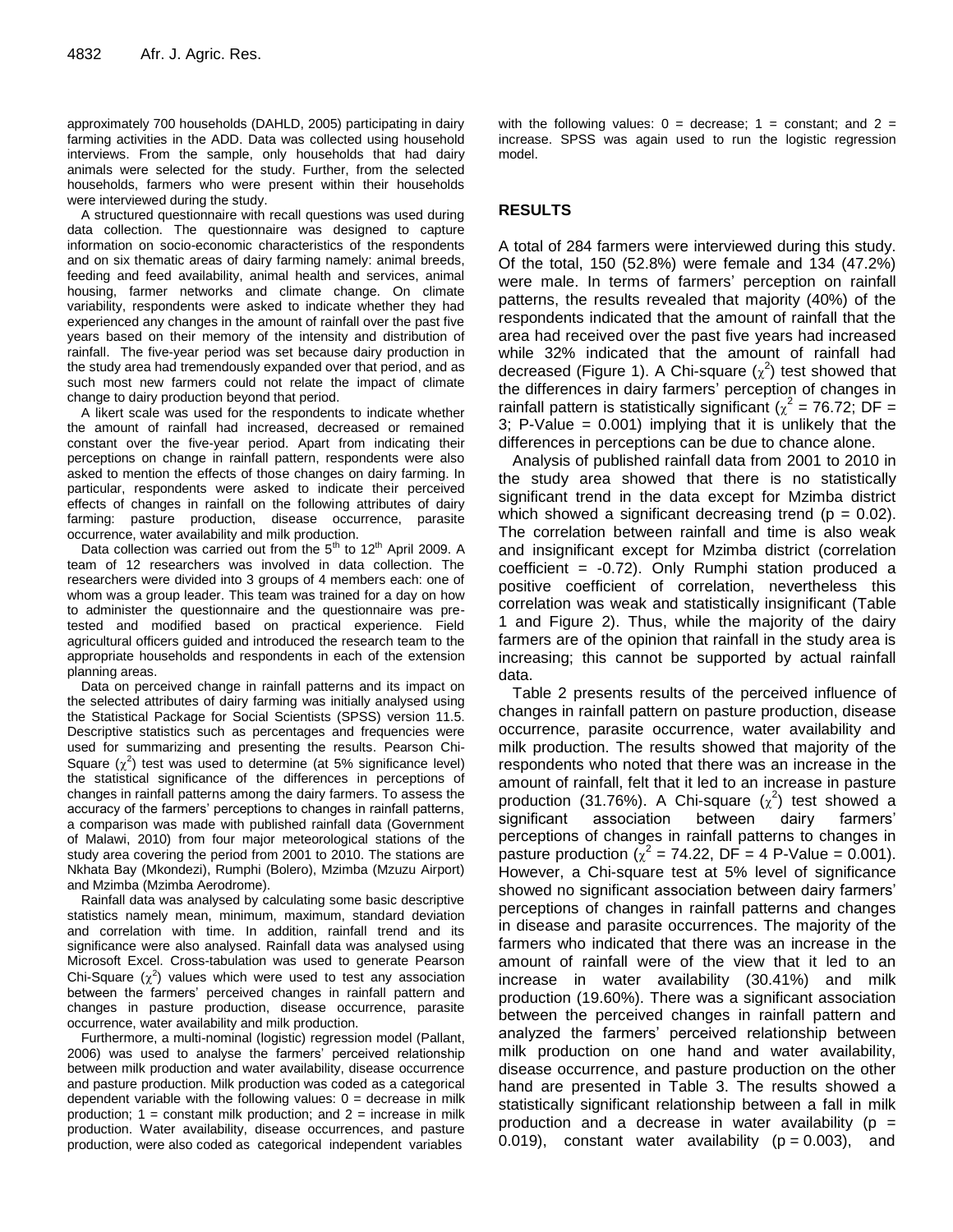approximately 700 households (DAHLD, 2005) participating in dairy farming activities in the ADD. Data was collected using household interviews. From the sample, only households that had dairy animals were selected for the study. Further, from the selected households, farmers who were present within their households were interviewed during the study.

A structured questionnaire with recall questions was used during data collection. The questionnaire was designed to capture information on socio-economic characteristics of the respondents and on six thematic areas of dairy farming namely: animal breeds, feeding and feed availability, animal health and services, animal housing, farmer networks and climate change. On climate variability, respondents were asked to indicate whether they had experienced any changes in the amount of rainfall over the past five years based on their memory of the intensity and distribution of rainfall. The five-year period was set because dairy production in the study area had tremendously expanded over that period, and as such most new farmers could not relate the impact of climate change to dairy production beyond that period.

A likert scale was used for the respondents to indicate whether the amount of rainfall had increased, decreased or remained constant over the five-year period. Apart from indicating their perceptions on change in rainfall pattern, respondents were also asked to mention the effects of those changes on dairy farming. In particular, respondents were asked to indicate their perceived effects of changes in rainfall on the following attributes of dairy farming: pasture production, disease occurrence, parasite occurrence, water availability and milk production.

Data collection was carried out from the 5th to 12th April 2009. A team of 12 researchers was involved in data collection. The researchers were divided into 3 groups of 4 members each: one of whom was a group leader. This team was trained for a day on how to administer the questionnaire and the questionnaire was pre-tested and modified based on practical experience. Field agricultural officers guided and introduced the research team to the appropriate households and respondents in each of the extension planning areas.

Data on perceived change in rainfall patterns and its impact on the selected attributes of dairy farming was initially analysed using the Statistical Package for Social Scientists (SPSS) version 11.5. Descriptive statistics such as percentages and frequencies were used for summarizing and presenting the results. Pearson Chi-Square ($\chi^2$) test was used to determine (at 5% significance level) the statistical significance of the differences in perceptions of changes in rainfall patterns among the dairy farmers. To assess the accuracy of the farmers' perceptions to changes in rainfall patterns, a comparison was made with published rainfall data (Government of Malawi, 2010) from four major meteorological stations of the study area covering the period from 2001 to 2010. The stations are Nkhata Bay (Mkondezi), Rumphi (Bolero), Mzimba (Mzuzu Airport) and Mzimba (Mzimba Aerodrome).

Rainfall data was analysed by calculating some basic descriptive statistics namely mean, minimum, maximum, standard deviation and correlation with time. In addition, rainfall trend and its significance were also analysed. Rainfall data was analysed using Microsoft Excel. Cross-tabulation was used to generate Pearson Chi-Square ($\chi^2$) values which were used to test any association between the farmers' perceived changes in rainfall pattern and changes in pasture production, disease occurrence, parasite occurrence, water availability and milk production.

Furthermore, a multi-nominal (logistic) regression model (Pallant, 2006) was used to analyse the farmers' perceived relationship between milk production and water availability, disease occurrence and pasture production. Milk production was coded as a categorical dependent variable with the following values: 0 = decrease in milk production; 1 = constant milk production; and 2 = increase in milk production. Water availability, disease occurrences, and pasture production, were also coded as categorical independent variables with the following values: 0 = decrease; 1 = constant; and 2 = increase. SPSS was again used to run the logistic regression model.

## RESULTS

A total of 284 farmers were interviewed during this study. Of the total, 150 (52.8%) were female and 134 (47.2%) were male. In terms of farmers' perception on rainfall patterns, the results revealed that majority (40%) of the respondents indicated that the amount of rainfall that the area had received over the past five years had increased while 32% indicated that the amount of rainfall had decreased (Figure 1). A Chi-square ($\chi^2$) test showed that the differences in dairy farmers' perception of changes in rainfall pattern is statistically significant ($\chi^2$ = 76.72; DF = 3; P-Value = 0.001) implying that it is unlikely that the differences in perceptions can be due to chance alone.

Analysis of published rainfall data from 2001 to 2010 in the study area showed that there is no statistically significant trend in the data except for Mzimba district which showed a significant decreasing trend (p = 0.02). The correlation between rainfall and time is also weak and insignificant except for Mzimba district (correlation coefficient = -0.72). Only Rumphi station produced a positive coefficient of correlation, nevertheless this correlation was weak and statistically insignificant (Table 1 and Figure 2). Thus, while the majority of the dairy farmers are of the opinion that rainfall in the study area is increasing; this cannot be supported by actual rainfall data.

Table 2 presents results of the perceived influence of changes in rainfall pattern on pasture production, disease occurrence, parasite occurrence, water availability and milk production. The results showed that majority of the respondents who noted that there was an increase in the amount of rainfall, felt that it led to an increase in pasture production (31.76%). A Chi-square ($\chi^2$) test showed a significant association between dairy farmers' perceptions of changes in rainfall patterns to changes in pasture production ($\chi^2$ = 74.22, DF = 4 P-Value = 0.001). However, a Chi-square test at 5% level of significance showed no significant association between dairy farmers' perceptions of changes in rainfall patterns and changes in disease and parasite occurrences. The majority of the farmers who indicated that there was an increase in the amount of rainfall were of the view that it led to an increase in water availability (30.41%) and milk production (19.60%). There was a significant association between the perceived changes in rainfall pattern and analyzed the farmers' perceived relationship between milk production on one hand and water availability, disease occurrence, and pasture production on the other hand are presented in Table 3. The results showed a statistically significant relationship between a fall in milk production and a decrease in water availability (p = 0.019), constant water availability (p = 0.003), and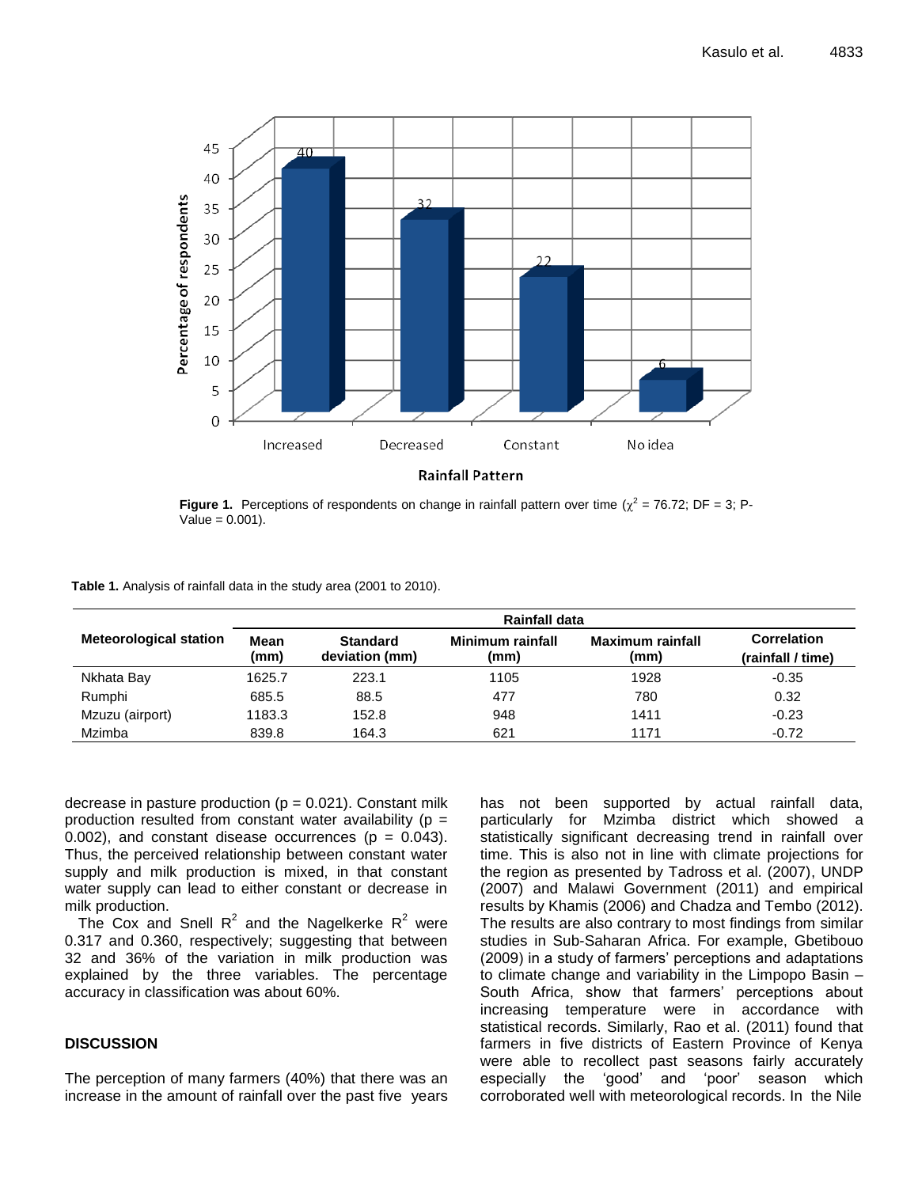Figure 1. Perceptions of respondents on change in rainfall pattern over time ($\chi^2$ = 76.72; DF = 3; P-Value = 0.001).

**Table 1.** Analysis of rainfall data in the study area (2001 to 2010).

| Meteorological station | Rainfall data | | | | |
|---|---|---|---|---|---|
| | Mean (mm) | Standard deviation (mm) | Minimum rainfall (mm) | Maximum rainfall (mm) | Correlation (rainfall / time) |
| Nkhata Bay | 1625.7 | 223.1 | 1105 | 1928 | -0.35 |
| Rumphi | 685.5 | 88.5 | 477 | 780 | 0.32 |
| Mzuzu (airport) | 1183.3 | 152.8 | 948 | 1411 | -0.23 |
| Mzimba | 839.8 | 164.3 | 621 | 1171 | -0.72 |

decrease in pasture production ($p = 0.021$). Constant milk production resulted from constant water availability ($p = 0.002$), and constant disease occurrences ($p = 0.043$). Thus, the perceived relationship between constant water supply and milk production is mixed, in that constant water supply can lead to either constant or decrease in milk production.

The Cox and Snell $R^2$ and the Nagelkerke $R^2$ were 0.317 and 0.360, respectively; suggesting that between 32 and 36% of the variation in milk production was explained by the three variables. The percentage accuracy in classification was about 60%.

## DISCUSSION

The perception of many farmers (40%) that there was an increase in the amount of rainfall over the past five years has not been supported by actual rainfall data, particularly for Mzimba district which showed a statistically significant decreasing trend in rainfall over time. This is also not in line with climate projections for the region as presented by Tadross et al. (2007), UNDP (2007) and Malawi Government (2011) and empirical results by Khamis (2006) and Chadza and Tembo (2012). The results are also contrary to most findings from similar studies in Sub-Saharan Africa. For example, Gbetibouo (2009) in a study of farmers' perceptions and adaptations to climate change and variability in the Limpopo Basin – South Africa, show that farmers' perceptions about increasing temperature were in accordance with statistical records. Similarly, Rao et al. (2011) found that farmers in five districts of Eastern Province of Kenya were able to recollect past seasons fairly accurately especially the 'good' and 'poor' season which corroborated well with meteorological records. In the Nile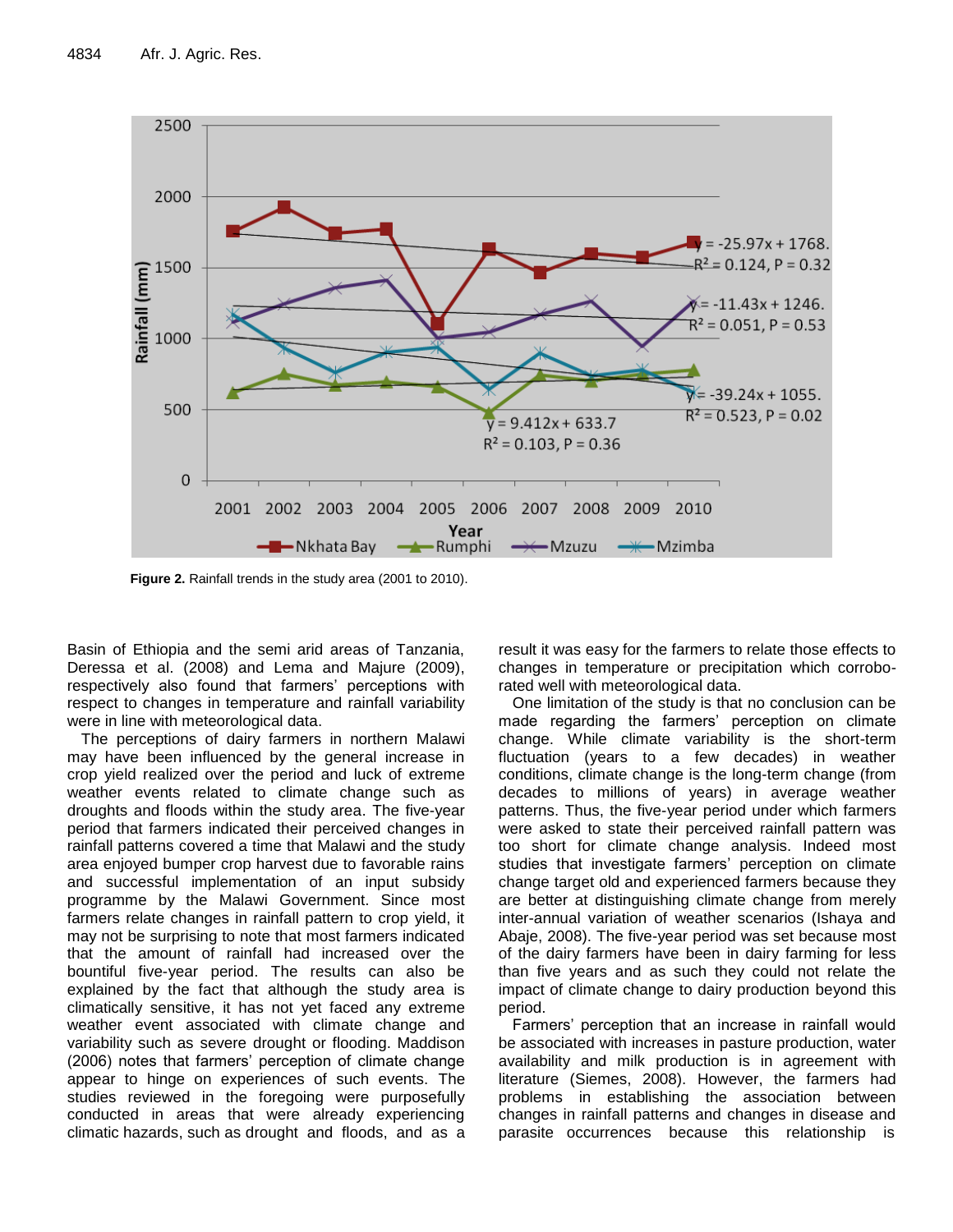**Figure 2.** Rainfall trends in the study area (2001 to 2010).

Basin of Ethiopia and the semi arid areas of Tanzania, Deressa et al. (2008) and Lema and Majure (2009), respectively also found that farmers' perceptions with respect to changes in temperature and rainfall variability were in line with meteorological data.

The perceptions of dairy farmers in northern Malawi may have been influenced by the general increase in crop yield realized over the period and luck of extreme weather events related to climate change such as droughts and floods within the study area. The five-year period that farmers indicated their perceived changes in rainfall patterns covered a time that Malawi and the study area enjoyed bumper crop harvest due to favorable rains and successful implementation of an input subsidy programme by the Malawi Government. Since most farmers relate changes in rainfall pattern to crop yield, it may not be surprising to note that most farmers indicated that the amount of rainfall had increased over the bountiful five-year period. The results can also be explained by the fact that although the study area is climatically sensitive, it has not yet faced any extreme weather event associated with climate change and variability such as severe drought or flooding. Maddison (2006) notes that farmers' perception of climate change appear to hinge on experiences of such events. The studies reviewed in the foregoing were purposefully conducted in areas that were already experiencing climatic hazards, such as drought and floods, and as a result it was easy for the farmers to relate those effects to changes in temperature or precipitation which corroborated well with meteorological data.

One limitation of the study is that no conclusion can be made regarding the farmers' perception on climate change. While climate variability is the short-term fluctuation (years to a few decades) in weather conditions, climate change is the long-term change (from decades to millions of years) in average weather patterns. Thus, the five-year period under which farmers were asked to state their perceived rainfall pattern was too short for climate change analysis. Indeed most studies that investigate farmers' perception on climate change target old and experienced farmers because they are better at distinguishing climate change from merely inter-annual variation of weather scenarios (Ishaya and Abaje, 2008). The five-year period was set because most of the dairy farmers have been in dairy farming for less than five years and as such they could not relate the impact of climate change to dairy production beyond this period.

Farmers' perception that an increase in rainfall would be associated with increases in pasture production, water availability and milk production is in agreement with literature (Siemes, 2008). However, the farmers had problems in establishing the association between changes in rainfall patterns and changes in disease and parasite occurrences because this relationship is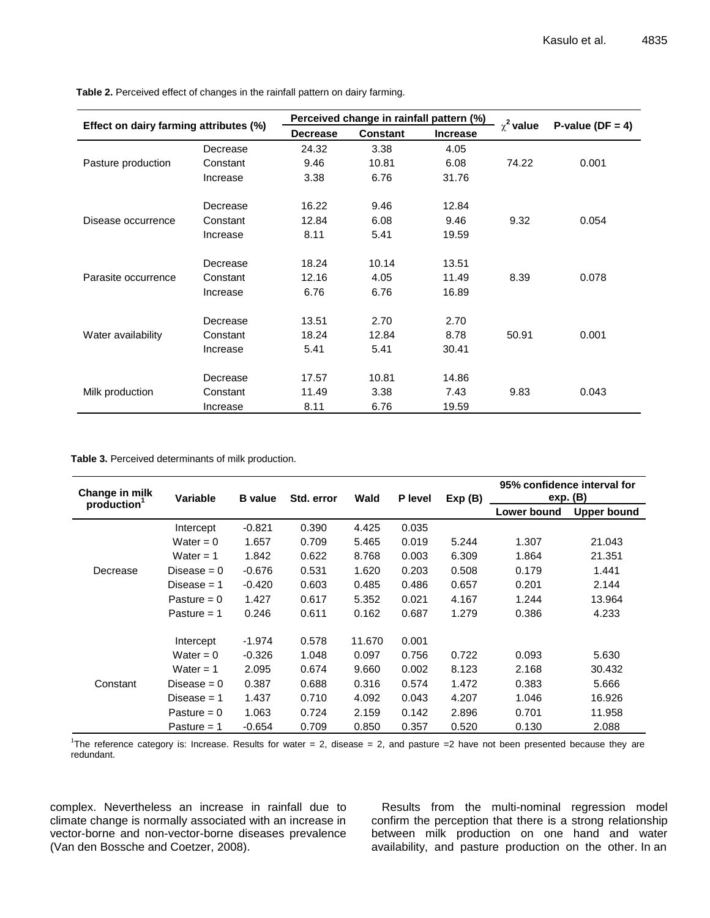**Table 2.** Perceived effect of changes in the rainfall pattern on dairy farming.

| Effect on dairy farming attributes (%) | | Perceived change in rainfall pattern (%) | | | $\chi^2$ value | P-value (DF = 4) |
|---|---|---|---|---|---|---|
| | | Decrease | Constant | Increase | | |
| Pasture production | Decrease | 24.32 | 3.38 | 4.05 | 74.22 | 0.001 |
| | Constant | 9.46 | 10.81 | 6.08 | | |
| | Increase | 3.38 | 6.76 | 31.76 | | |
| Disease occurrence | Decrease | 16.22 | 9.46 | 12.84 | 9.32 | 0.054 |
| | Constant | 12.84 | 6.08 | 9.46 | | |
| | Increase | 8.11 | 5.41 | 19.59 | | |
| Parasite occurrence | Decrease | 18.24 | 10.14 | 13.51 | 8.39 | 0.078 |
| | Constant | 12.16 | 4.05 | 11.49 | | |
| | Increase | 6.76 | 6.76 | 16.89 | | |
| Water availability | Decrease | 13.51 | 2.70 | 2.70 | 50.91 | 0.001 |
| | Constant | 18.24 | 12.84 | 8.78 | | |
| | Increase | 5.41 | 5.41 | 30.41 | | |
| Milk production | Decrease | 17.57 | 10.81 | 14.86 | 9.83 | 0.043 |
| | Constant | 11.49 | 3.38 | 7.43 | | |
| | Increase | 8.11 | 6.76 | 19.59 | | |

**Table 3.** Perceived determinants of milk production.

| Change in milk production[1] | Variable | B value | Std. error | Wald | P level | Exp (B) | 95% confidence interval for exp. (B) | |
|---|---|---|---|---|---|---|---|---|
| | | | | | | | Lower bound | Upper bound |
| Decrease | Intercept | -0.821 | 0.390 | 4.425 | 0.035 | | | |
| | Water = 0 | 1.657 | 0.709 | 5.465 | 0.019 | 5.244 | 1.307 | 21.043 |
| | Water = 1 | 1.842 | 0.622 | 8.768 | 0.003 | 6.309 | 1.864 | 21.351 |
| | Disease = 0 | -0.676 | 0.531 | 1.620 | 0.203 | 0.508 | 0.179 | 1.441 |
| | Disease = 1 | -0.420 | 0.603 | 0.485 | 0.486 | 0.657 | 0.201 | 2.144 |
| | Pasture = 0 | 1.427 | 0.617 | 5.352 | 0.021 | 4.167 | 1.244 | 13.964 |
| | Pasture = 1 | 0.246 | 0.611 | 0.162 | 0.687 | 1.279 | 0.386 | 4.233 |
| Constant | Intercept | -1.974 | 0.578 | 11.670 | 0.001 | | | |
| | Water = 0 | -0.326 | 1.048 | 0.097 | 0.756 | 0.722 | 0.093 | 5.630 |
| | Water = 1 | 2.095 | 0.674 | 9.660 | 0.002 | 8.123 | 2.168 | 30.432 |
| | Disease = 0 | 0.387 | 0.688 | 0.316 | 0.574 | 1.472 | 0.383 | 5.666 |
| | Disease = 1 | 1.437 | 0.710 | 4.092 | 0.043 | 4.207 | 1.046 | 16.926 |
| | Pasture = 0 | 1.063 | 0.724 | 2.159 | 0.142 | 2.896 | 0.701 | 11.958 |
| | Pasture = 1 | -0.654 | 0.709 | 0.850 | 0.357 | 0.520 | 0.130 | 2.088 |

[1]The reference category is: Increase. Results for water = 2, disease = 2, and pasture =2 have not been presented because they are redundant.

complex. Nevertheless an increase in rainfall due to climate change is normally associated with an increase in vector-borne and non-vector-borne diseases prevalence (Van den Bossche and Coetzer, 2008).

Results from the multi-nominal regression model confirm the perception that there is a strong relationship between milk production on one hand and water availability, and pasture production on the other. In an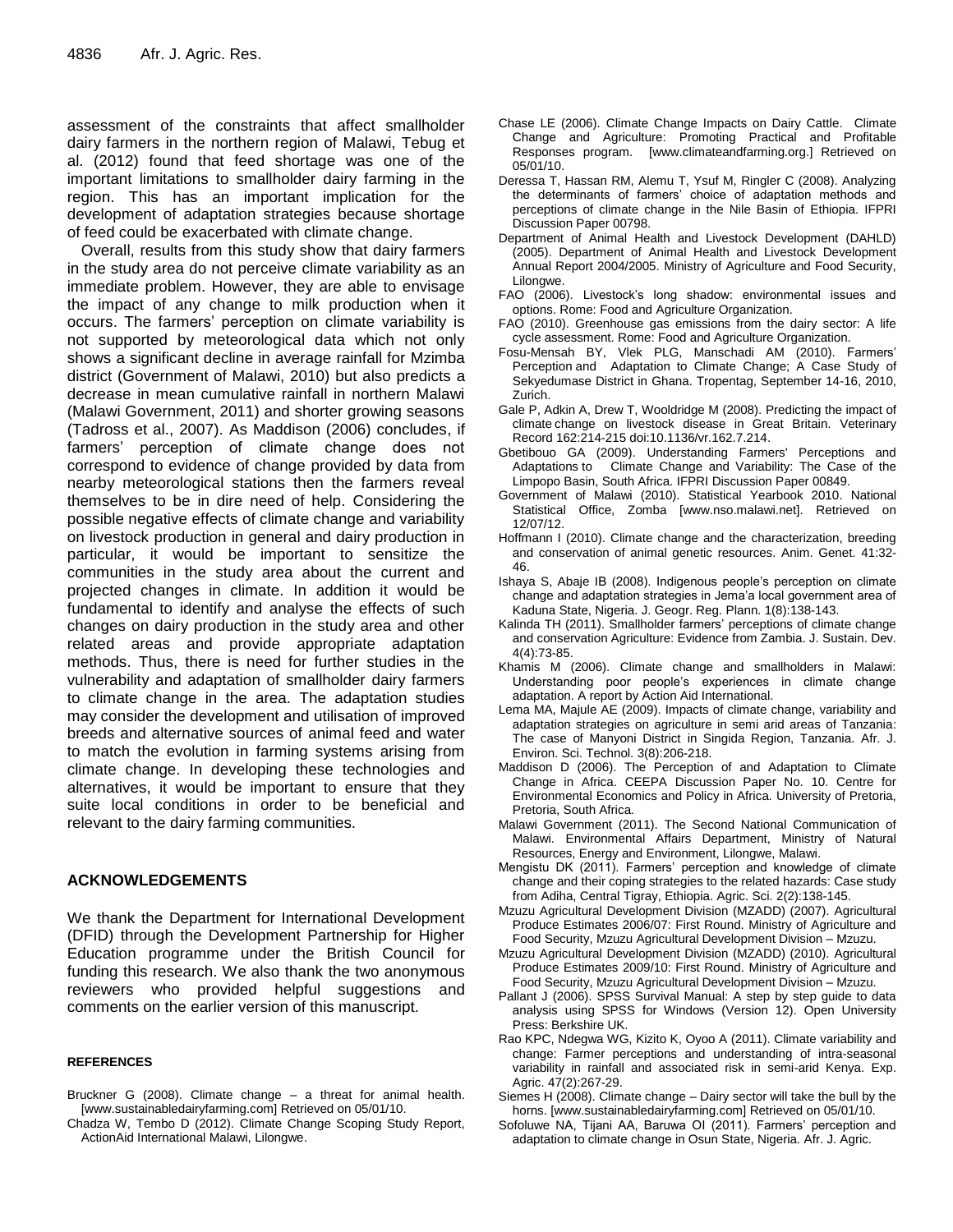assessment of the constraints that affect smallholder dairy farmers in the northern region of Malawi, Tebug et al. (2012) found that feed shortage was one of the important limitations to smallholder dairy farming in the region. This has an important implication for the development of adaptation strategies because shortage of feed could be exacerbated with climate change.

Overall, results from this study show that dairy farmers in the study area do not perceive climate variability as an immediate problem. However, they are able to envisage the impact of any change to milk production when it occurs. The farmers' perception on climate variability is not supported by meteorological data which not only shows a significant decline in average rainfall for Mzimba district (Government of Malawi, 2010) but also predicts a decrease in mean cumulative rainfall in northern Malawi (Malawi Government, 2011) and shorter growing seasons (Tadross et al., 2007). As Maddison (2006) concludes, if farmers' perception of climate change does not correspond to evidence of change provided by data from nearby meteorological stations then the farmers reveal themselves to be in dire need of help. Considering the possible negative effects of climate change and variability on livestock production in general and dairy production in particular, it would be important to sensitize the communities in the study area about the current and projected changes in climate. In addition it would be fundamental to identify and analyse the effects of such changes on dairy production in the study area and other related areas and provide appropriate adaptation methods. Thus, there is need for further studies in the vulnerability and adaptation of smallholder dairy farmers to climate change in the area. The adaptation studies may consider the development and utilisation of improved breeds and alternative sources of animal feed and water to match the evolution in farming systems arising from climate change. In developing these technologies and alternatives, it would be important to ensure that they suite local conditions in order to be beneficial and relevant to the dairy farming communities.

## ACKNOWLEDGEMENTS

We thank the Department for International Development (DFID) through the Development Partnership for Higher Education programme under the British Council for funding this research. We also thank the two anonymous reviewers who provided helpful suggestions and comments on the earlier version of this manuscript.

## REFERENCES

Bruckner G (2008). Climate change – a threat for animal health. [www.sustainabledairyfarming.com] Retrieved on 05/01/10.

Chadza W, Tembo D (2012). Climate Change Scoping Study Report, ActionAid International Malawi, Lilongwe.

Chase LE (2006). Climate Change Impacts on Dairy Cattle. Climate Change and Agriculture: Promoting Practical and Profitable Responses program. [www.climateandfarming.org.] Retrieved on 05/01/10.

Deressa T, Hassan RM, Alemu T, Ysuf M, Ringler C (2008). Analyzing the determinants of farmers' choice of adaptation methods and perceptions of climate change in the Nile Basin of Ethiopia. IFPRI Discussion Paper 00798.

Department of Animal Health and Livestock Development (DAHLD) (2005). Department of Animal Health and Livestock Development Annual Report 2004/2005. Ministry of Agriculture and Food Security, Lilongwe.

FAO (2006). Livestock's long shadow: environmental issues and options. Rome: Food and Agriculture Organization.

FAO (2010). Greenhouse gas emissions from the dairy sector: A life cycle assessment. Rome: Food and Agriculture Organization.

Fosu-Mensah BY, Vlek PLG, Manschadi AM (2010). Farmers' Perception and Adaptation to Climate Change; A Case Study of Sekyedumase District in Ghana. Tropentag, September 14-16, 2010, Zurich.

Gale P, Adkin A, Drew T, Wooldridge M (2008). Predicting the impact of climate change on livestock disease in Great Britain. Veterinary Record 162:214-215 doi:10.1136/vr.162.7.214.

Gbetibouo GA (2009). Understanding Farmers' Perceptions and Adaptations to Climate Change and Variability: The Case of the Limpopo Basin, South Africa. IFPRI Discussion Paper 00849.

Government of Malawi (2010). Statistical Yearbook 2010. National Statistical Office, Zomba [www.nso.malawi.net]. Retrieved on 12/07/12.

Hoffmann I (2010). Climate change and the characterization, breeding and conservation of animal genetic resources. Anim. Genet. 41:32-46.

Ishaya S, Abaje IB (2008). Indigenous people's perception on climate change and adaptation strategies in Jema'a local government area of Kaduna State, Nigeria. J. Geogr. Reg. Plann. 1(8):138-143.

Kalinda TH (2011). Smallholder farmers' perceptions of climate change and conservation Agriculture: Evidence from Zambia. J. Sustain. Dev. 4(4):73-85.

Khamis M (2006). Climate change and smallholders in Malawi: Understanding poor people's experiences in climate change adaptation. A report by Action Aid International.

Lema MA, Majule AE (2009). Impacts of climate change, variability and adaptation strategies on agriculture in semi arid areas of Tanzania: The case of Manyoni District in Singida Region, Tanzania. Afr. J. Environ. Sci. Technol. 3(8):206-218.

Maddison D (2006). The Perception of and Adaptation to Climate Change in Africa. CEEPA Discussion Paper No. 10. Centre for Environmental Economics and Policy in Africa. University of Pretoria, Pretoria, South Africa.

Malawi Government (2011). The Second National Communication of Malawi. Environmental Affairs Department, Ministry of Natural Resources, Energy and Environment, Lilongwe, Malawi.

Mengistu DK (2011). Farmers' perception and knowledge of climate change and their coping strategies to the related hazards: Case study from Adiha, Central Tigray, Ethiopia. Agric. Sci. 2(2):138-145.

Mzuzu Agricultural Development Division (MZADD) (2007). Agricultural Produce Estimates 2006/07: First Round. Ministry of Agriculture and Food Security, Mzuzu Agricultural Development Division – Mzuzu.

Mzuzu Agricultural Development Division (MZADD) (2010). Agricultural Produce Estimates 2009/10: First Round. Ministry of Agriculture and Food Security, Mzuzu Agricultural Development Division – Mzuzu.

Pallant J (2006). SPSS Survival Manual: A step by step guide to data analysis using SPSS for Windows (Version 12). Open University Press: Berkshire UK.

Rao KPC, Ndegwa WG, Kizito K, Oyoo A (2011). Climate variability and change: Farmer perceptions and understanding of intra-seasonal variability in rainfall and associated risk in semi-arid Kenya. Exp. Agric. 47(2):267-29.

Siemes H (2008). Climate change – Dairy sector will take the bull by the horns. [www.sustainabledairyfarming.com] Retrieved on 05/01/10.

Sofoluwe NA, Tijani AA, Baruwa OI (2011). Farmers' perception and adaptation to climate change in Osun State, Nigeria. Afr. J. Agric.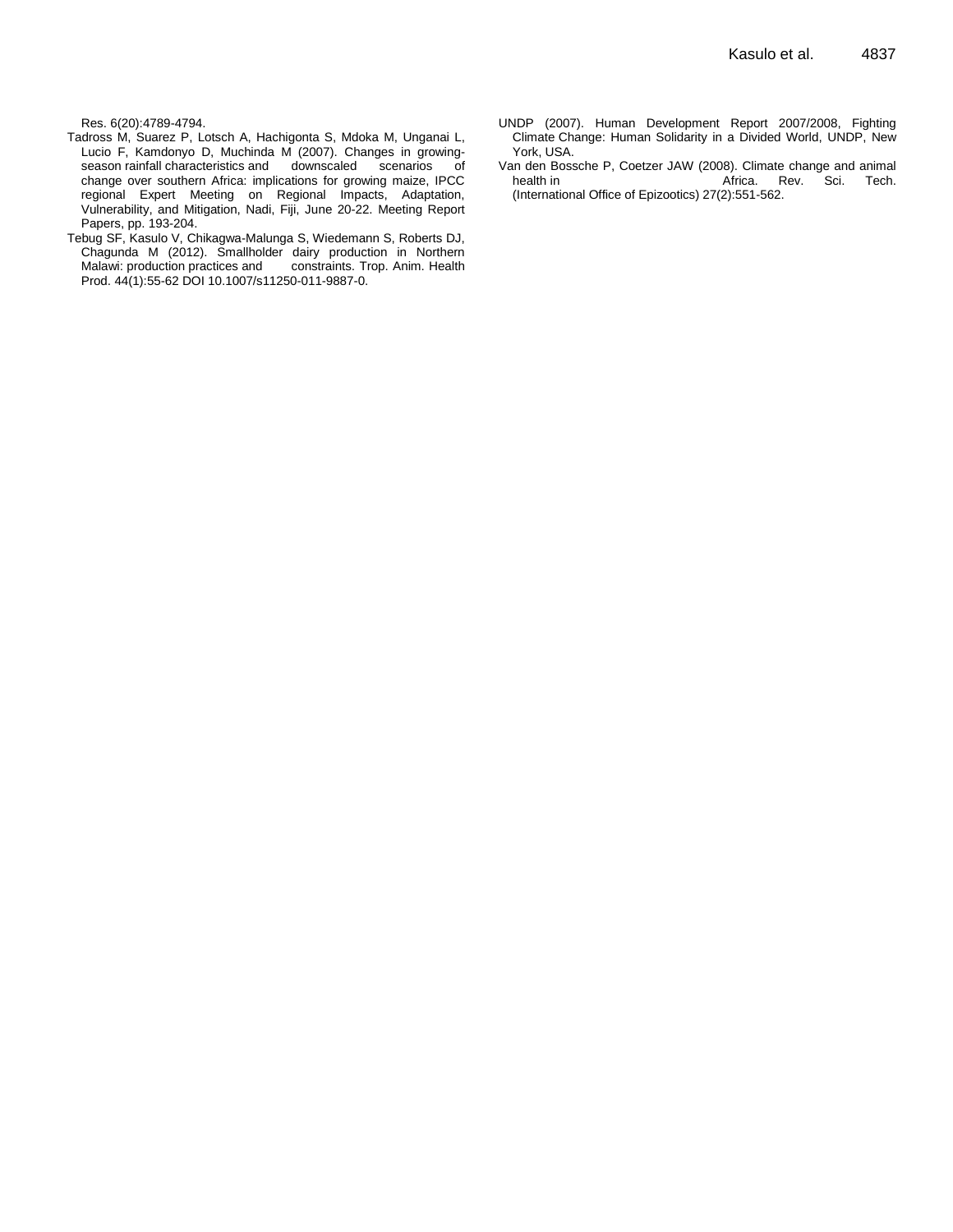Res. 6(20):4789-4794.

Tadross M, Suarez P, Lotsch A, Hachigonta S, Mdoka M, Unganai L, Lucio F, Kamdonyo D, Muchinda M (2007). Changes in growing-season rainfall characteristics and downscaled scenarios of change over southern Africa: implications for growing maize, IPCC regional Expert Meeting on Regional Impacts, Adaptation, Vulnerability, and Mitigation, Nadi, Fiji, June 20-22. Meeting Report Papers, pp. 193-204.

Tebug SF, Kasulo V, Chikagwa-Malunga S, Wiedemann S, Roberts DJ, Chagunda M (2012). Smallholder dairy production in Northern Malawi: production practices and constraints. Trop. Anim. Health Prod. 44(1):55-62 DOI 10.1007/s11250-011-9887-0.

UNDP (2007). Human Development Report 2007/2008, Fighting Climate Change: Human Solidarity in a Divided World, UNDP, New York, USA.

Van den Bossche P, Coetzer JAW (2008). Climate change and animal health in Africa. Rev. Sci. Tech. (International Office of Epizootics) 27(2):551-562.